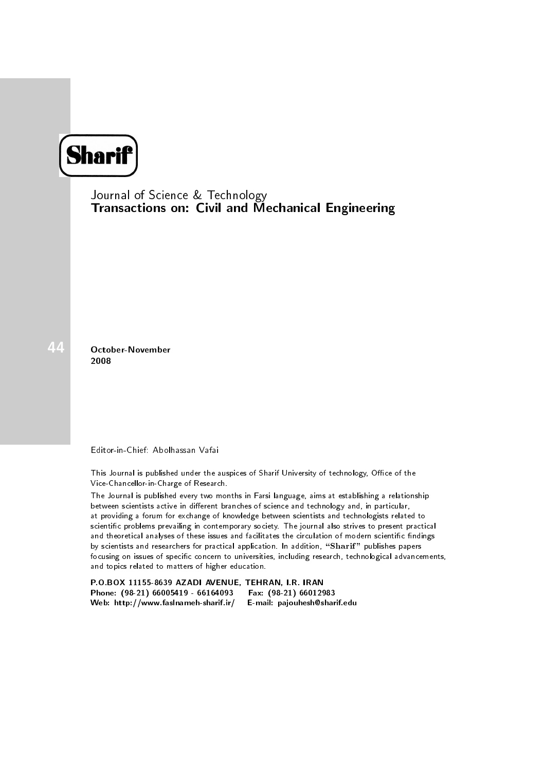# Sharif

Journal of Science & Technology

**Transactions on: Civil and Mechanical Engineering**

44

**October-November**
**2008**

Editor-in-Chief: Abolhassan Vafai

This Journal is published under the auspices of Sharif University of technology, Office of the Vice-Chancellor-in-Charge of Research.

The Journal is published every two months in Farsi language, aims at establishing a relationship between scientists active in different branches of science and technology and, in particular, at providing a forum for exchange of knowledge between scientists and technologists related to scientific problems prevailing in contemporary society. The journal also strives to present practical and theoretical analyses of these issues and facilitates the circulation of modern scientific findings by scientists and researchers for practical application. In addition, **"Sharif"** publishes papers focusing on issues of specific concern to universities, including research, technological advancements, and topics related to matters of higher education.

**P.O.BOX 11155-8639 AZADI AVENUE, TEHRAN, I.R. IRAN**
**Phone: (98-21) 66005419 - 66164093 Fax: (98-21) 66012983**
**Web: http://www.faslnameh-sharif.ir/ E-mail: pajouhesh@sharif.edu**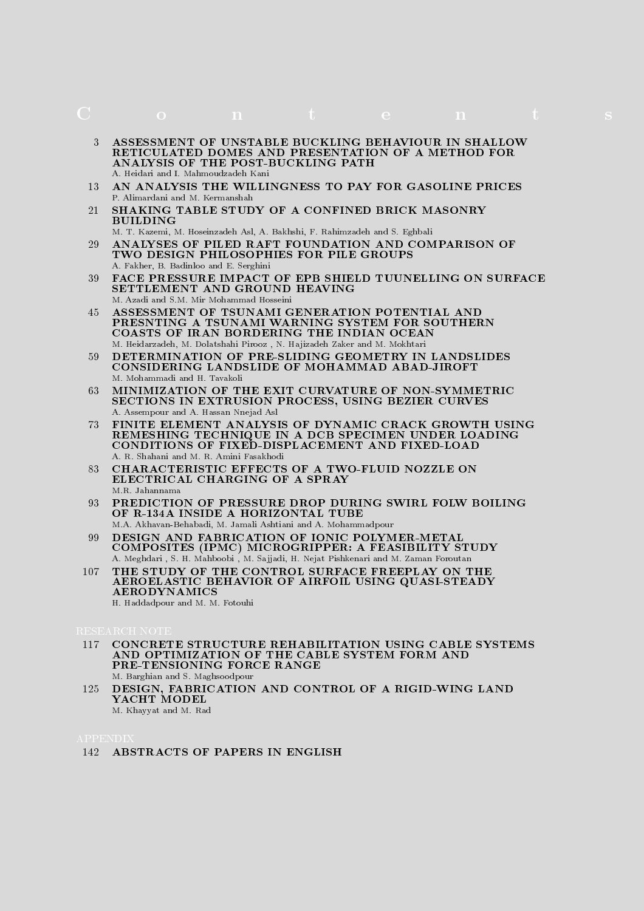# Contents

3 **ASSESSMENT OF UNSTABLE BUCKLING BEHAVIOUR IN SHALLOW RETICULATED DOMES AND PRESENTATION OF A METHOD FOR ANALYSIS OF THE POST-BUCKLING PATH**
A. Heidari and I. Mahmoudzadeh Kani

13 **AN ANALYSIS THE WILLINGNESS TO PAY FOR GASOLINE PRICES**
P. Alimardani and M. Kermanshah

21 **SHAKING TABLE STUDY OF A CONFINED BRICK MASONRY BUILDING**
M. T. Kazemi, M. Hoseinzadeh Asl, A. Bakhshi, F. Rahimzadeh and S. Eghbali

29 **ANALYSES OF PILED RAFT FOUNDATION AND COMPARISON OF TWO DESIGN PHILOSOPHIES FOR PILE GROUPS**
A. Fakher, B. Badinloo and E. Serghini

39 **FACE PRESSURE IMPACT OF EPB SHIELD TUUNELLING ON SURFACE SETTLEMENT AND GROUND HEAVING**
M. Azadi and S.M. Mir Mohammad Hosseini

45 **ASSESSMENT OF TSUNAMI GENERATION POTENTIAL AND PRESNTING A TSUNAMI WARNING SYSTEM FOR SOUTHERN COASTS OF IRAN BORDERING THE INDIAN OCEAN**
M. Heidarzadeh, M. Dolatshahi Pirooz , N. Hajizadeh Zaker and M. Mokhtari

59 **DETERMINATION OF PRE-SLIDING GEOMETRY IN LANDSLIDES CONSIDERING LANDSLIDE OF MOHAMMAD ABAD-JIROFT**
M. Mohammadi and H. Tavakoli

63 **MINIMIZATION OF THE EXIT CURVATURE OF NON-SYMMETRIC SECTIONS IN EXTRUSION PROCESS, USING BEZIER CURVES**
A. Assempour and A. Hassan Nnejad Asl

73 **FINITE ELEMENT ANALYSIS OF DYNAMIC CRACK GROWTH USING REMESHING TECHNIQUE IN A DCB SPECIMEN UNDER LOADING CONDITIONS OF FIXED-DISPLACEMENT AND FIXED-LOAD**
A. R. Shahani and M. R. Amini Fasakhodi

83 **CHARACTERISTIC EFFECTS OF A TWO-FLUID NOZZLE ON ELECTRICAL CHARGING OF A SPRAY**
M.R. Jahannama

93 **PREDICTION OF PRESSURE DROP DURING SWIRL FOLW BOILING OF R-134A INSIDE A HORIZONTAL TUBE**
M.A. Akhavan-Behabadi, M. Jamali Ashtiani and A. Mohammadpour

99 **DESIGN AND FABRICATION OF IONIC POLYMER-METAL COMPOSITES (IPMC) MICROGRIPPER: A FEASIBILITY STUDY**
A. Meghdari , S. H. Mahboobi , M. Sajjadi, H. Nejat Pishkenari and M. Zaman Foroutan

107 **THE STUDY OF THE CONTROL SURFACE FREEPLAY ON THE AEROELASTIC BEHAVIOR OF AIRFOIL USING QUASI-STEADY AERODYNAMICS**
H. Haddadpour and M. M. Fotouhi

## RESEARCH NOTE

117 **CONCRETE STRUCTURE REHABILITATION USING CABLE SYSTEMS AND OPTIMIZATION FORCE OF THE CABLE SYSTEM FORM AND PRE-TENSIONING FORCE RANGE**
M. Barghian and S. Maghsoodpour

125 **DESIGN, FABRICATION AND CONTROL OF A RIGID-WING LAND YACHT MODEL**
M. Khayyat and M. Rad

## APPENDIX

142 **ABSTRACTS OF PAPERS IN ENGLISH**